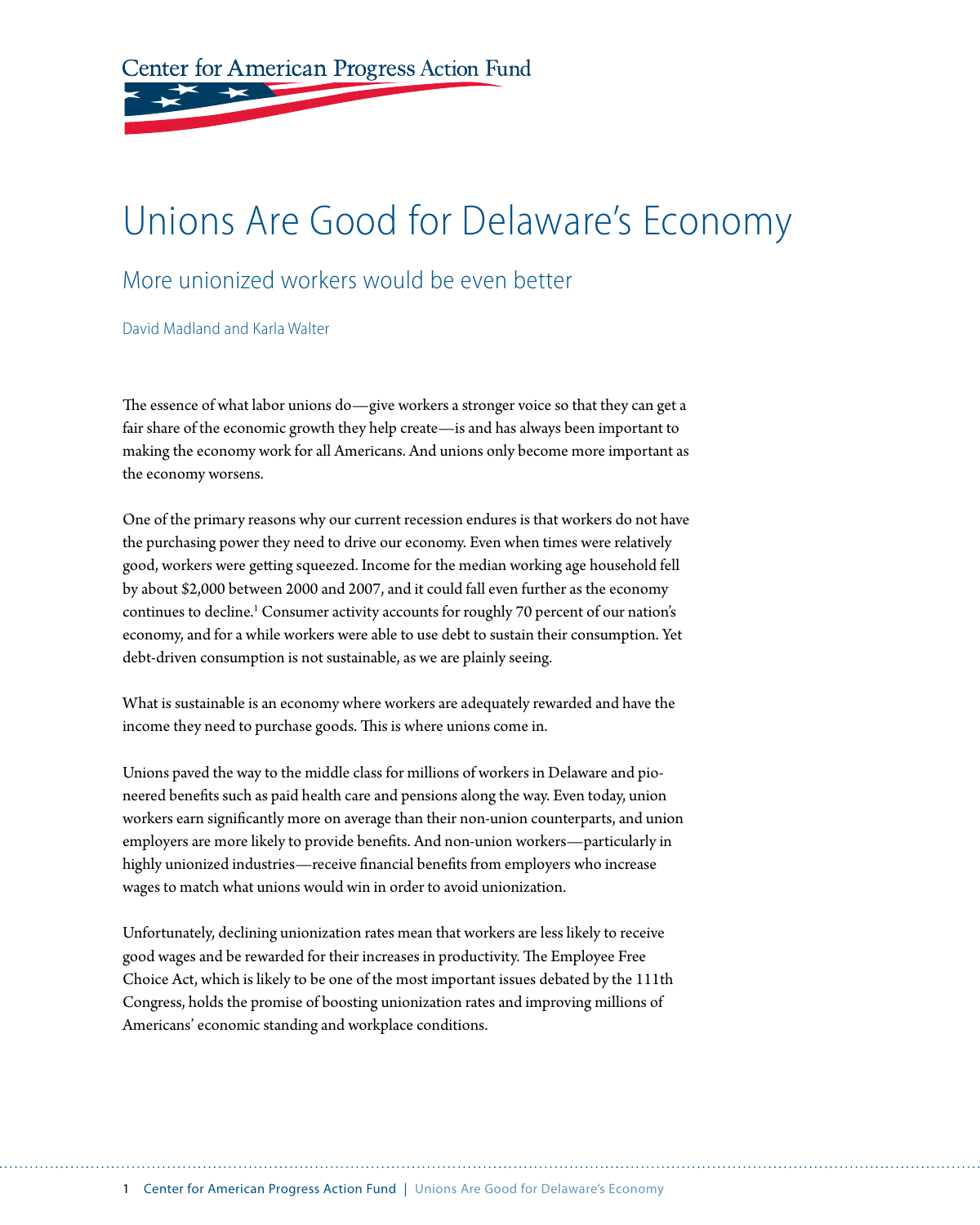Center for American Progress Action Fund

# Unions Are Good for Delaware's Economy

## More unionized workers would be even better

David Madland and Karla Walter

The essence of what labor unions do—give workers a stronger voice so that they can get a fair share of the economic growth they help create—is and has always been important to making the economy work for all Americans. And unions only become more important as the economy worsens.

One of the primary reasons why our current recession endures is that workers do not have the purchasing power they need to drive our economy. Even when times were relatively good, workers were getting squeezed. Income for the median working age household fell by about $2,000 between 2000 and 2007, and it could fall even further as the economy continues to decline.[1] Consumer activity accounts for roughly 70 percent of our nation's economy, and for a while workers were able to use debt to sustain their consumption. Yet debt-driven consumption is not sustainable, as we are plainly seeing.

What is sustainable is an economy where workers are adequately rewarded and have the income they need to purchase goods. This is where unions come in.

Unions paved the way to the middle class for millions of workers in Delaware and pioneered benefits such as paid health care and pensions along the way. Even today, union workers earn significantly more on average than their non-union counterparts, and union employers are more likely to provide benefits. And non-union workers—particularly in highly unionized industries—receive financial benefits from employers who increase wages to match what unions would win in order to avoid unionization.

Unfortunately, declining unionization rates mean that workers are less likely to receive good wages and be rewarded for their increases in productivity. The Employee Free Choice Act, which is likely to be one of the most important issues debated by the 111th Congress, holds the promise of boosting unionization rates and improving millions of Americans' economic standing and workplace conditions.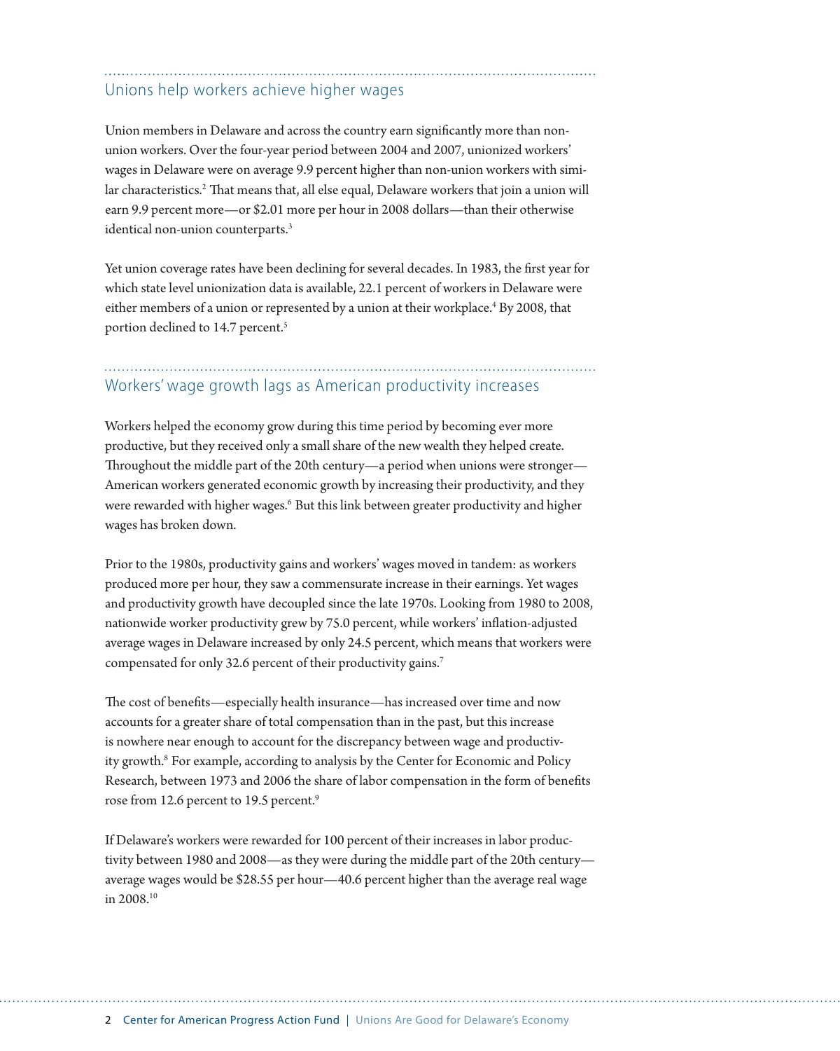## Unions help workers achieve higher wages

Union members in Delaware and across the country earn significantly more than non-union workers. Over the four-year period between 2004 and 2007, unionized workers' wages in Delaware were on average 9.9 percent higher than non-union workers with similar characteristics.[2] That means that, all else equal, Delaware workers that join a union will earn 9.9 percent more—or $2.01 more per hour in 2008 dollars—than their otherwise identical non-union counterparts.[3]

Yet union coverage rates have been declining for several decades. In 1983, the first year for which state level unionization data is available, 22.1 percent of workers in Delaware were either members of a union or represented by a union at their workplace.[4] By 2008, that portion declined to 14.7 percent.[5]

## Workers' wage growth lags as American productivity increases

Workers helped the economy grow during this time period by becoming ever more productive, but they received only a small share of the new wealth they helped create. Throughout the middle part of the 20th century—a period when unions were stronger—American workers generated economic growth by increasing their productivity, and they were rewarded with higher wages.[6] But this link between greater productivity and higher wages has broken down.

Prior to the 1980s, productivity gains and workers' wages moved in tandem: as workers produced more per hour, they saw a commensurate increase in their earnings. Yet wages and productivity growth have decoupled since the late 1970s. Looking from 1980 to 2008, nationwide worker productivity grew by 75.0 percent, while workers' inflation-adjusted average wages in Delaware increased by only 24.5 percent, which means that workers were compensated for only 32.6 percent of their productivity gains.[7]

The cost of benefits—especially health insurance—has increased over time and now accounts for a greater share of total compensation than in the past, but this increase is nowhere near enough to account for the discrepancy between wage and productivity growth.[8] For example, according to analysis by the Center for Economic and Policy Research, between 1973 and 2006 the share of labor compensation in the form of benefits rose from 12.6 percent to 19.5 percent.[9]

If Delaware's workers were rewarded for 100 percent of their increases in labor productivity between 1980 and 2008—as they were during the middle part of the 20th century—average wages would be $28.55 per hour—40.6 percent higher than the average real wage in 2008.[10]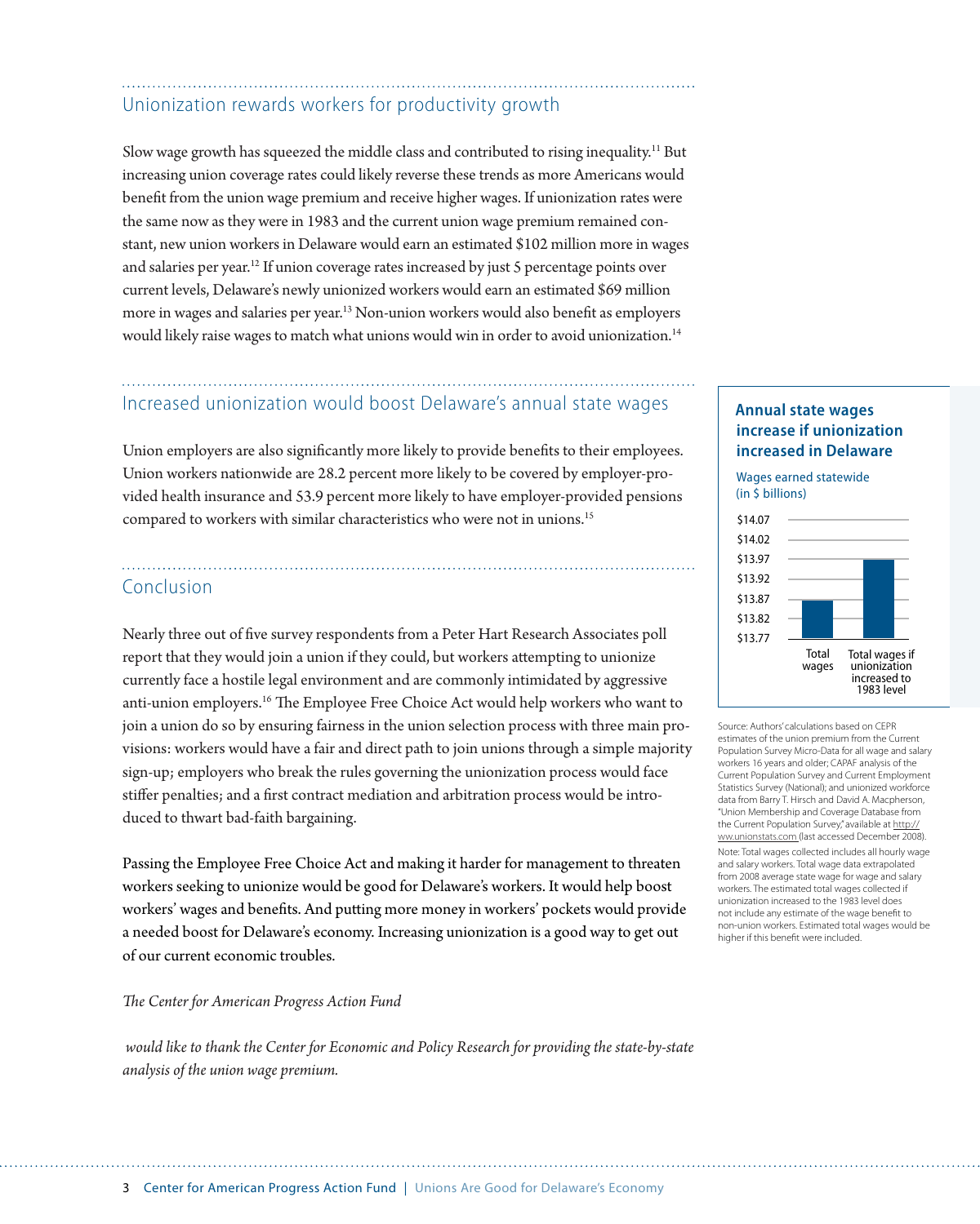## Unionization rewards workers for productivity growth

Slow wage growth has squeezed the middle class and contributed to rising inequality.[11] But increasing union coverage rates could likely reverse these trends as more Americans would benefit from the union wage premium and receive higher wages. If unionization rates were the same now as they were in 1983 and the current union wage premium remained constant, new union workers in Delaware would earn an estimated $102 million more in wages and salaries per year.[12] If union coverage rates increased by just 5 percentage points over current levels, Delaware's newly unionized workers would earn an estimated $69 million more in wages and salaries per year.[13] Non-union workers would also benefit as employers would likely raise wages to match what unions would win in order to avoid unionization.[14]

## Increased unionization would boost Delaware's annual state wages

Union employers are also significantly more likely to provide benefits to their employees. Union workers nationwide are 28.2 percent more likely to be covered by employer-provided health insurance and 53.9 percent more likely to have employer-provided pensions compared to workers with similar characteristics who were not in unions.[15]

## Conclusion

Nearly three out of five survey respondents from a Peter Hart Research Associates poll report that they would join a union if they could, but workers attempting to unionize currently face a hostile legal environment and are commonly intimidated by aggressive anti-union employers.[16] The Employee Free Choice Act would help workers who want to join a union do so by ensuring fairness in the union selection process with three main provisions: workers would have a fair and direct path to join unions through a simple majority sign-up; employers who break the rules governing the unionization process would face stiffer penalties; and a first contract mediation and arbitration process would be introduced to thwart bad-faith bargaining.

Passing the Employee Free Choice Act and making it harder for management to threaten workers seeking to unionize would be good for Delaware's workers. It would help boost workers' wages and benefits. And putting more money in workers' pockets would provide a needed boost for Delaware's economy. Increasing unionization is a good way to get out of our current economic troubles.

*The Center for American Progress Action Fund*

*would like to thank the Center for Economic and Policy Research for providing the state-by-state analysis of the union wage premium.*

**Annual state wages increase if unionization increased in Delaware**

Wages earned statewide (in $ billions)

| | Wages earned statewide (in $ billions) |
|---|---|
| Total wages | ~$13.87 |
| Total wages if unionization increased to 1983 level | ~$13.97 |

Source: Authors' calculations based on CEPR estimates of the union premium from the Current Population Survey Micro-Data for all wage and salary workers 16 years and older; CAPAF analysis of the Current Population Survey and Current Employment Statistics Survey (National); and unionized workforce data from Barry T. Hirsch and David A. Macpherson, "Union Membership and Coverage Database from the Current Population Survey," available at http://ww.unionstats.com (last accessed December 2008).

Note: Total wages collected includes all hourly wage and salary workers. Total wage data extrapolated from 2008 average state wage for wage and salary workers. The estimated total wages collected if unionization increased to the 1983 level does not include any estimate of the wage benefit to non-union workers. Estimated total wages would be higher if this benefit were included.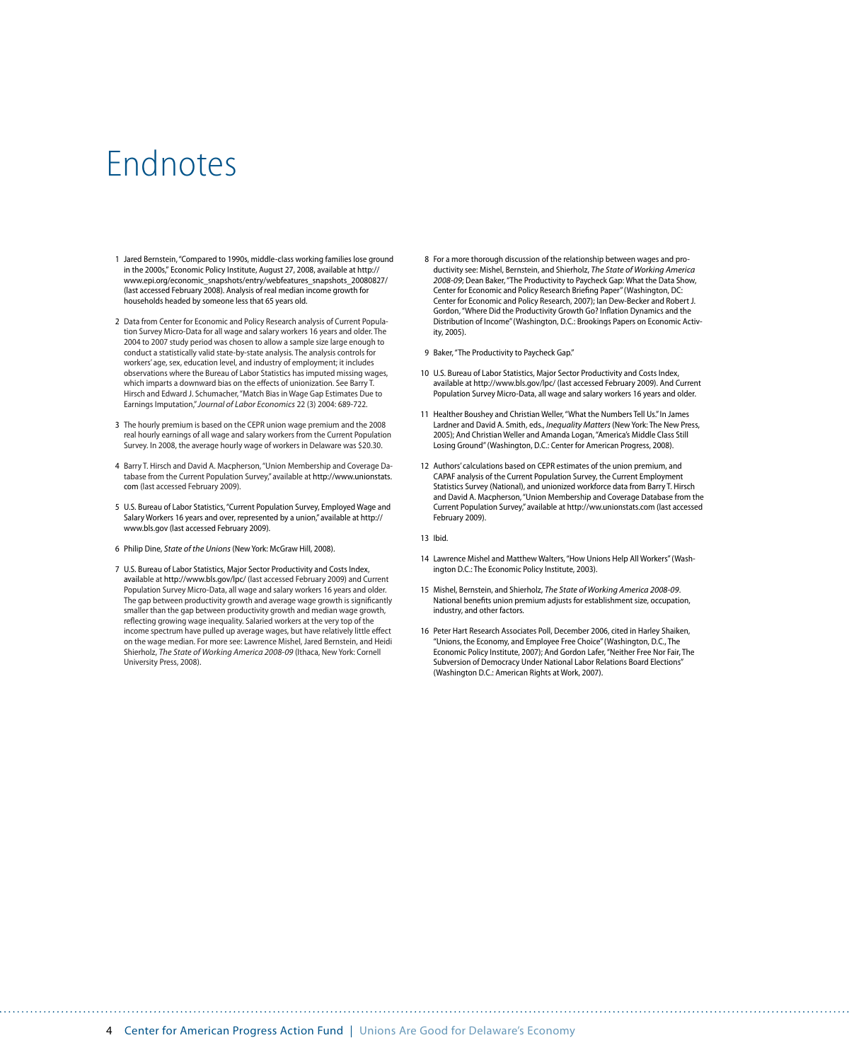# Endnotes

1 Jared Bernstein, "Compared to 1990s, middle-class working families lose ground in the 2000s," Economic Policy Institute, August 27, 2008, available at http://www.epi.org/economic_snapshots/entry/webfeatures_snapshots_20080827/ (last accessed February 2008). Analysis of real median income growth for households headed by someone less that 65 years old.

2 Data from Center for Economic and Policy Research analysis of Current Population Survey Micro-Data for all wage and salary workers 16 years and older. The 2004 to 2007 study period was chosen to allow a sample size large enough to conduct a statistically valid state-by-state analysis. The analysis controls for workers' age, sex, education level, and industry of employment; it includes observations where the Bureau of Labor Statistics has imputed missing wages, which imparts a downward bias on the effects of unionization. See Barry T. Hirsch and Edward J. Schumacher, "Match Bias in Wage Gap Estimates Due to Earnings Imputation," *Journal of Labor Economics* 22 (3) 2004: 689-722.

3 The hourly premium is based on the CEPR union wage premium and the 2008 real hourly earnings of all wage and salary workers from the Current Population Survey. In 2008, the average hourly wage of workers in Delaware was $20.30.

4 Barry T. Hirsch and David A. Macpherson, "Union Membership and Coverage Database from the Current Population Survey," available at http://www.unionstats.com (last accessed February 2009).

5 U.S. Bureau of Labor Statistics, "Current Population Survey, Employed Wage and Salary Workers 16 years and over, represented by a union," available at http://www.bls.gov (last accessed February 2009).

6 Philip Dine, *State of the Unions* (New York: McGraw Hill, 2008).

7 U.S. Bureau of Labor Statistics, Major Sector Productivity and Costs Index, available at http://www.bls.gov/lpc/ (last accessed February 2009) and Current Population Survey Micro-Data, all wage and salary workers 16 years and older. The gap between productivity growth and average wage growth is significantly smaller than the gap between productivity growth and median wage growth, reflecting growing wage inequality. Salaried workers at the very top of the income spectrum have pulled up average wages, but have relatively little effect on the wage median. For more see: Lawrence Mishel, Jared Bernstein, and Heidi Shierholz, *The State of Working America 2008-09* (Ithaca, New York: Cornell University Press, 2008).

8 For a more thorough discussion of the relationship between wages and productivity see: Mishel, Bernstein, and Shierholz, *The State of Working America 2008-09*; Dean Baker, "The Productivity to Paycheck Gap: What the Data Show, Center for Economic and Policy Research Briefing Paper" (Washington, DC: Center for Economic and Policy Research, 2007); Ian Dew-Becker and Robert J. Gordon, "Where Did the Productivity Growth Go? Inflation Dynamics and the Distribution of Income" (Washington, D.C.: Brookings Papers on Economic Activity, 2005).

9 Baker, "The Productivity to Paycheck Gap."

10 U.S. Bureau of Labor Statistics, Major Sector Productivity and Costs Index, available at http://www.bls.gov/lpc/ (last accessed February 2009). And Current Population Survey Micro-Data, all wage and salary workers 16 years and older.

11 Healther Boushey and Christian Weller, "What the Numbers Tell Us." In James Lardner and David A. Smith, eds., *Inequality Matters* (New York: The New Press, 2005); And Christian Weller and Amanda Logan, "America's Middle Class Still Losing Ground" (Washington, D.C.: Center for American Progress, 2008).

12 Authors' calculations based on CEPR estimates of the union premium, and CAPAF analysis of the Current Population Survey, the Current Employment Statistics Survey (National), and unionized workforce data from Barry T. Hirsch and David A. Macpherson, "Union Membership and Coverage Database from the Current Population Survey," available at http://ww.unionstats.com (last accessed February 2009).

13 Ibid.

14 Lawrence Mishel and Matthew Walters, "How Unions Help All Workers" (Washington D.C.: The Economic Policy Institute, 2003).

15 Mishel, Bernstein, and Shierholz, *The State of Working America 2008-09*. National benefits union premium adjusts for establishment size, occupation, industry, and other factors.

16 Peter Hart Research Associates Poll, December 2006, cited in Harley Shaiken, "Unions, the Economy, and Employee Free Choice" (Washington, D.C., The Economic Policy Institute, 2007); And Gordon Lafer, "Neither Free Nor Fair, The Subversion of Democracy Under National Labor Relations Board Elections" (Washington D.C.: American Rights at Work, 2007).